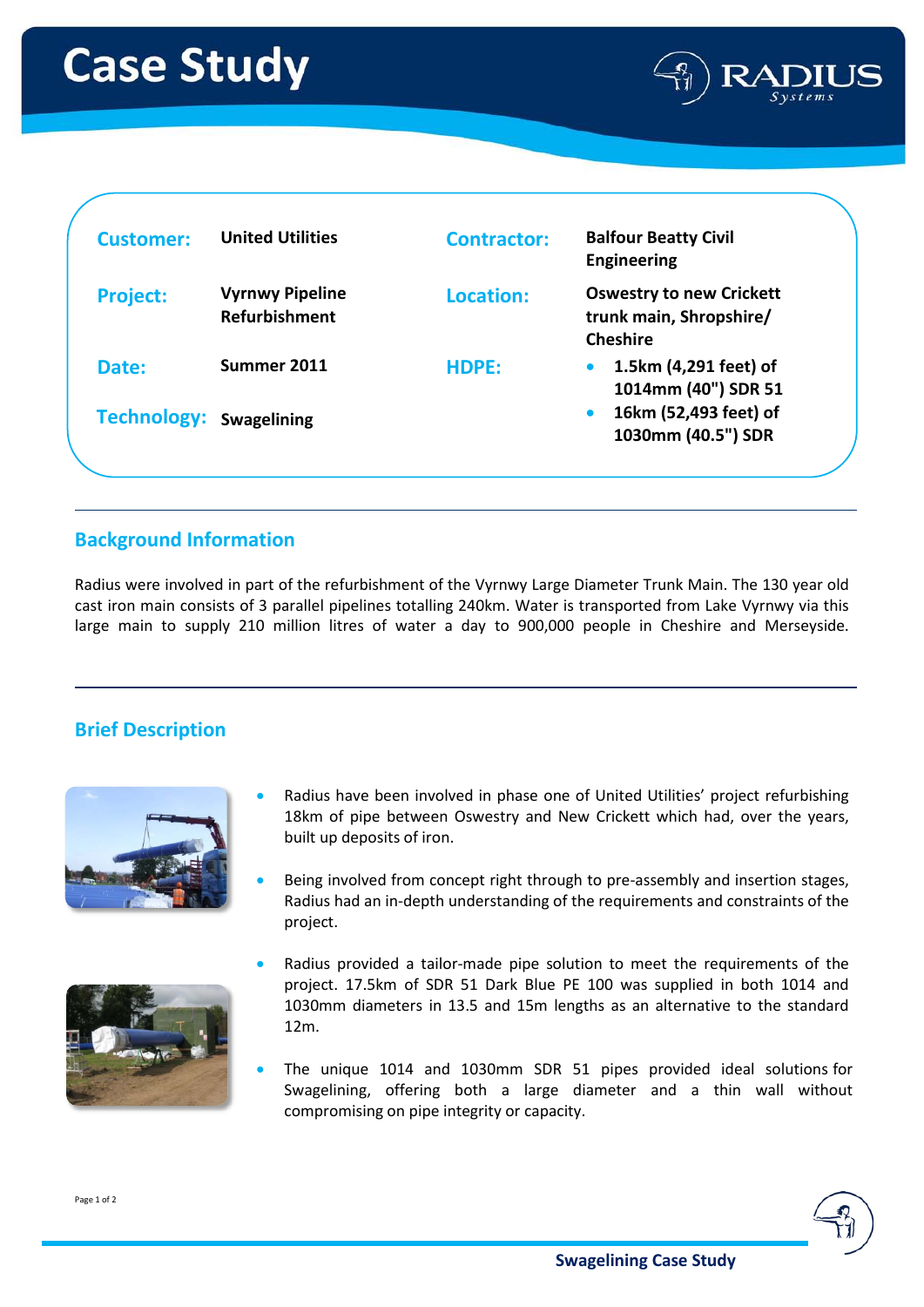# Case Study

| | | | |
|---|---|---|---|
| **Customer:** | **United Utilities** | **Contractor:** | **Balfour Beatty Civil Engineering** |
| **Project:** | **Vyrnwy Pipeline Refurbishment** | **Location:** | **Oswestry to new Crickett trunk main, Shropshire/ Cheshire** |
| **Date:** | **Summer 2011** | **HDPE:** | • **1.5km (4,291 feet) of 1014mm (40") SDR 51** • **16km (52,493 feet) of 1030mm (40.5") SDR** |
| **Technology:** | **Swagelining** | | |

## Background Information

Radius were involved in part of the refurbishment of the Vyrnwy Large Diameter Trunk Main. The 130 year old cast iron main consists of 3 parallel pipelines totalling 240km. Water is transported from Lake Vyrnwy via this large main to supply 210 million litres of water a day to 900,000 people in Cheshire and Merseyside.

## Brief Description

- Radius have been involved in phase one of United Utilities' project refurbishing 18km of pipe between Oswestry and New Crickett which had, over the years, built up deposits of iron.
- Being involved from concept right through to pre-assembly and insertion stages, Radius had an in-depth understanding of the requirements and constraints of the project.
- Radius provided a tailor-made pipe solution to meet the requirements of the project. 17.5km of SDR 51 Dark Blue PE 100 was supplied in both 1014 and 1030mm diameters in 13.5 and 15m lengths as an alternative to the standard 12m.
- The unique 1014 and 1030mm SDR 51 pipes provided ideal solutions for Swagelining, offering both a large diameter and a thin wall without compromising on pipe integrity or capacity.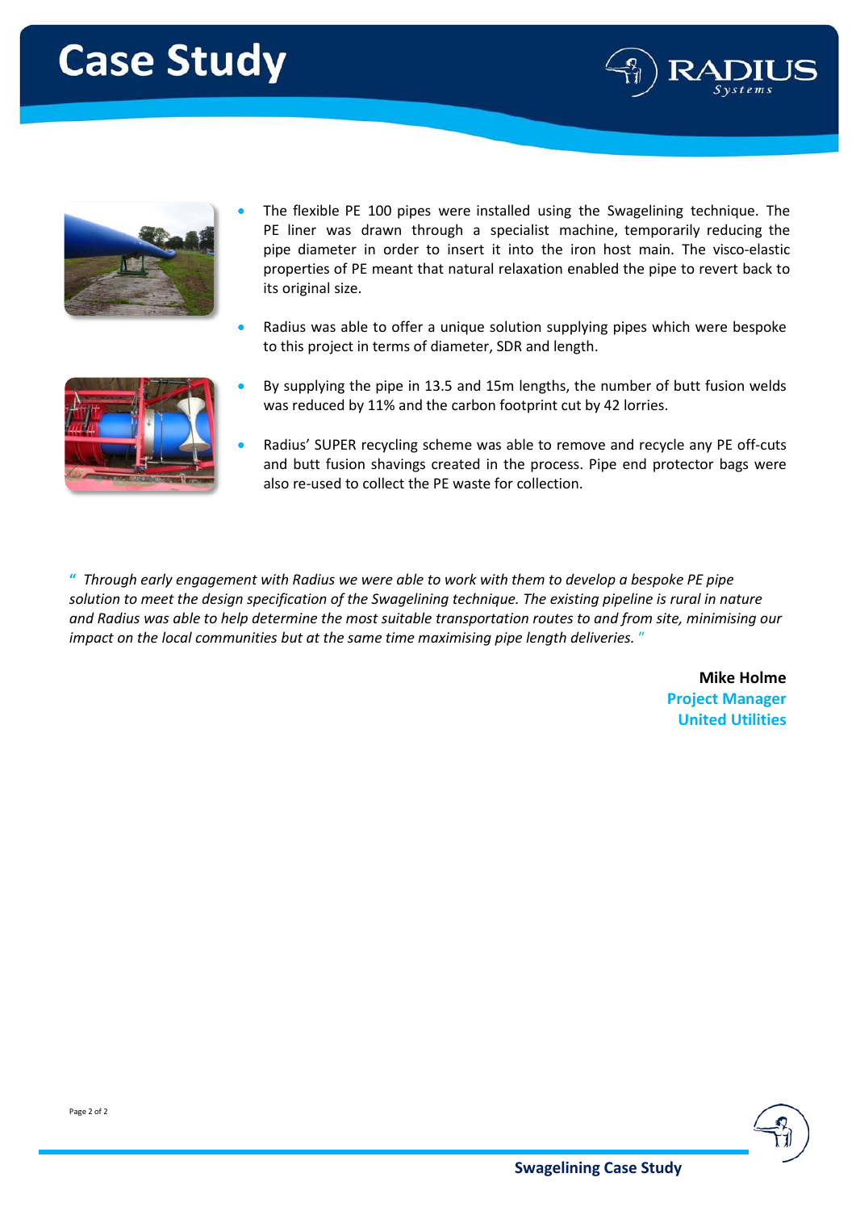- The flexible PE 100 pipes were installed using the Swagelining technique. The PE liner was drawn through a specialist machine, temporarily reducing the pipe diameter in order to insert it into the iron host main. The visco-elastic properties of PE meant that natural relaxation enabled the pipe to revert back to its original size.
- Radius was able to offer a unique solution supplying pipes which were bespoke to this project in terms of diameter, SDR and length.
- By supplying the pipe in 13.5 and 15m lengths, the number of butt fusion welds was reduced by 11% and the carbon footprint cut by 42 lorries.
- Radius' SUPER recycling scheme was able to remove and recycle any PE off-cuts and butt fusion shavings created in the process. Pipe end protector bags were also re-used to collect the PE waste for collection.

" *Through early engagement with Radius we were able to work with them to develop a bespoke PE pipe solution to meet the design specification of the Swagelining technique. The existing pipeline is rural in nature and Radius was able to help determine the most suitable transportation routes to and from site, minimising our impact on the local communities but at the same time maximising pipe length deliveries.* "

**Mike Holme**
**Project Manager**
**United Utilities**